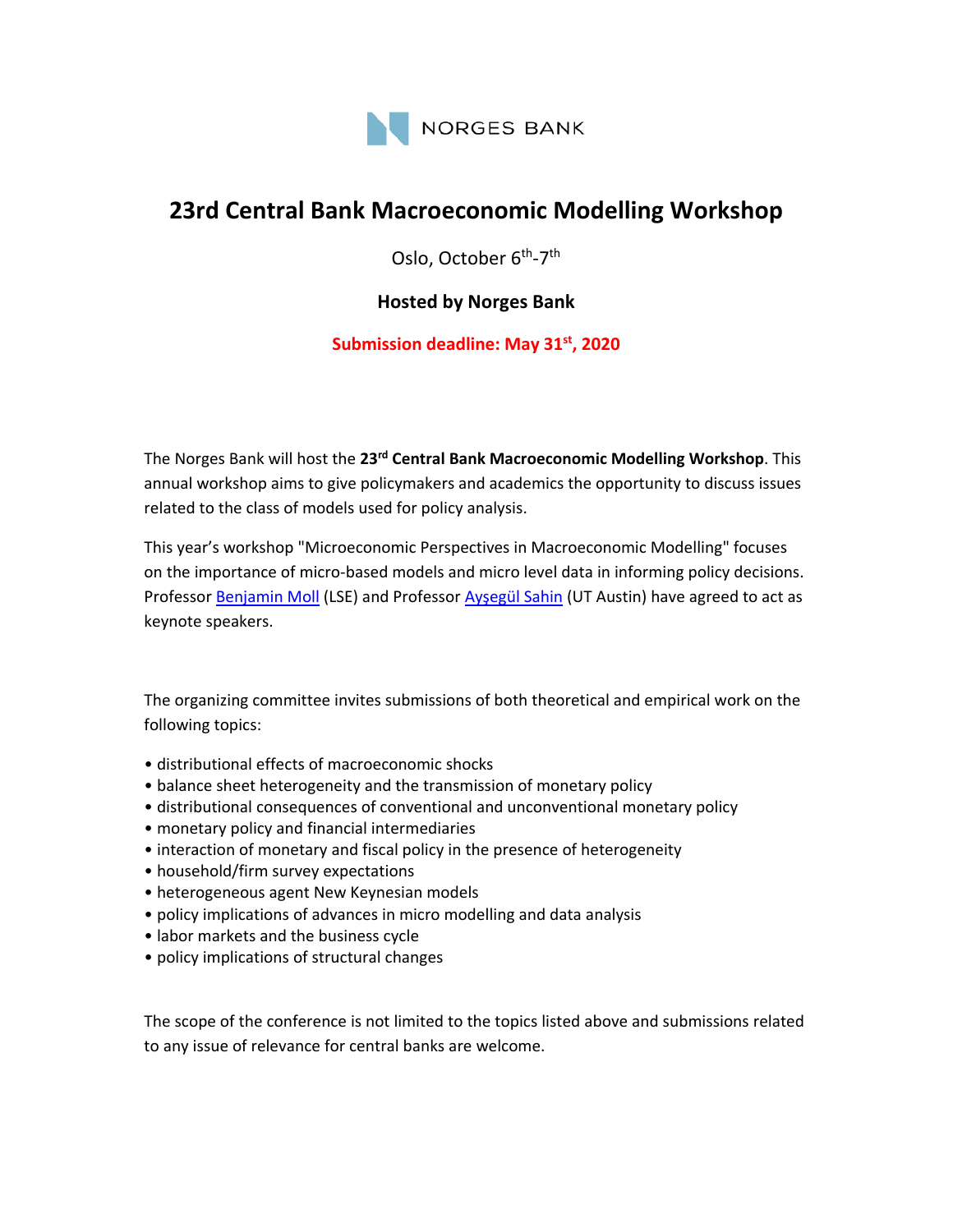NORGES BANK

# 23rd Central Bank Macroeconomic Modelling Workshop

Oslo, October 6th-7th

**Hosted by Norges Bank**

**Submission deadline: May 31st, 2020**

The Norges Bank will host the **23rd Central Bank Macroeconomic Modelling Workshop**. This annual workshop aims to give policymakers and academics the opportunity to discuss issues related to the class of models used for policy analysis.

This year's workshop "Microeconomic Perspectives in Macroeconomic Modelling" focuses on the importance of micro-based models and micro level data in informing policy decisions. Professor Benjamin Moll (LSE) and Professor Ayşegül Sahin (UT Austin) have agreed to act as keynote speakers.

The organizing committee invites submissions of both theoretical and empirical work on the following topics:

- distributional effects of macroeconomic shocks
- balance sheet heterogeneity and the transmission of monetary policy
- distributional consequences of conventional and unconventional monetary policy
- monetary policy and financial intermediaries
- interaction of monetary and fiscal policy in the presence of heterogeneity
- household/firm survey expectations
- heterogeneous agent New Keynesian models
- policy implications of advances in micro modelling and data analysis
- labor markets and the business cycle
- policy implications of structural changes

The scope of the conference is not limited to the topics listed above and submissions related to any issue of relevance for central banks are welcome.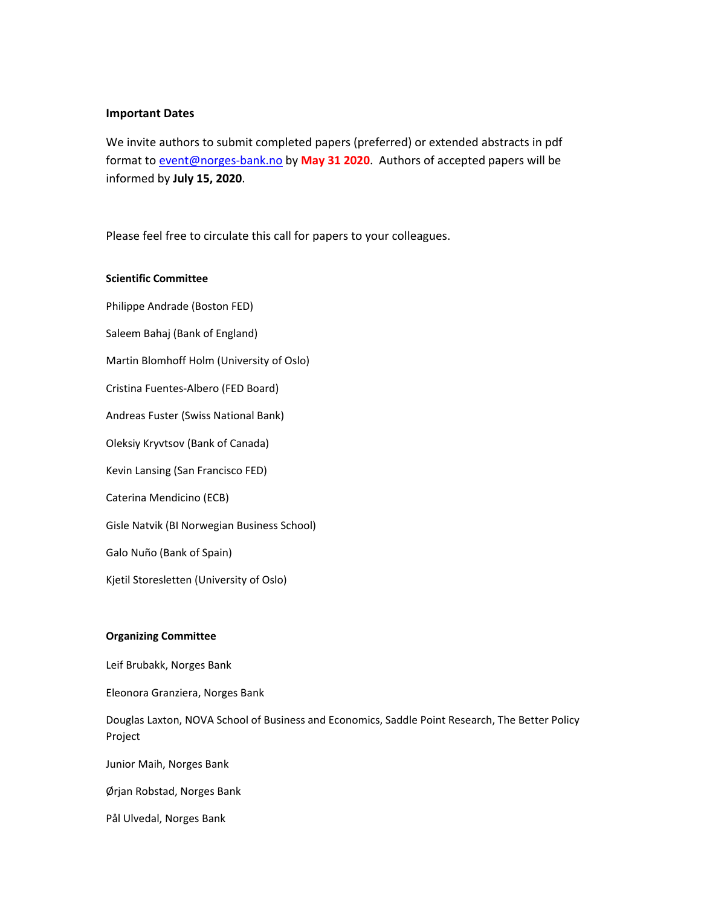**Important Dates**

We invite authors to submit completed papers (preferred) or extended abstracts in pdf format to event@norges-bank.no by **May 31 2020**. Authors of accepted papers will be informed by **July 15, 2020**.

Please feel free to circulate this call for papers to your colleagues.

**Scientific Committee**

Philippe Andrade (Boston FED)

Saleem Bahaj (Bank of England)

Martin Blomhoff Holm (University of Oslo)

Cristina Fuentes-Albero (FED Board)

Andreas Fuster (Swiss National Bank)

Oleksiy Kryvtsov (Bank of Canada)

Kevin Lansing (San Francisco FED)

Caterina Mendicino (ECB)

Gisle Natvik (BI Norwegian Business School)

Galo Nuño (Bank of Spain)

Kjetil Storesletten (University of Oslo)

**Organizing Committee**

Leif Brubakk, Norges Bank

Eleonora Granziera, Norges Bank

Douglas Laxton, NOVA School of Business and Economics, Saddle Point Research, The Better Policy Project

Junior Maih, Norges Bank

Ørjan Robstad, Norges Bank

Pål Ulvedal, Norges Bank